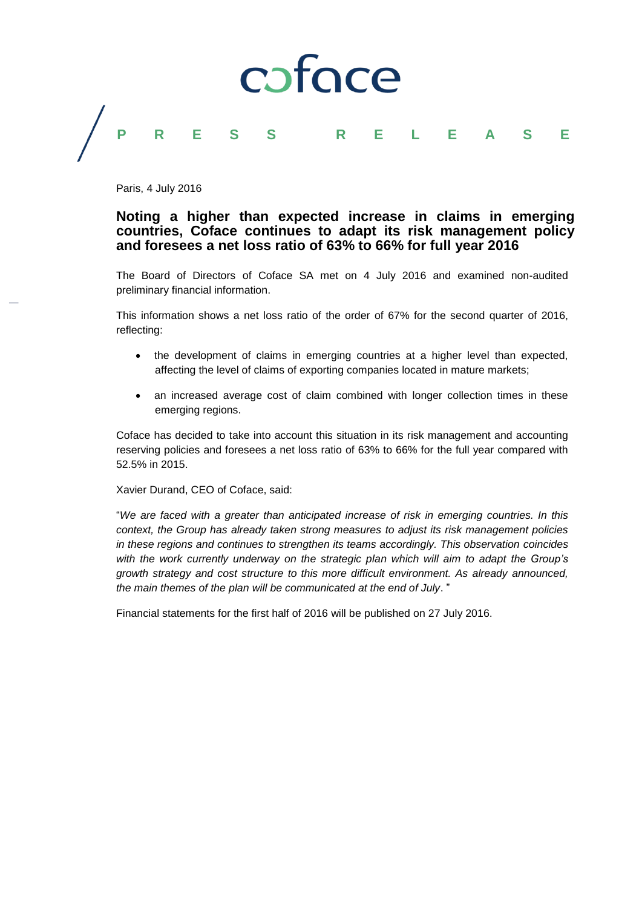coface

PRESS RELEASE

Paris, 4 July 2016

# Noting a higher than expected increase in claims in emerging countries, Coface continues to adapt its risk management policy and foresees a net loss ratio of 63% to 66% for full year 2016

The Board of Directors of Coface SA met on 4 July 2016 and examined non-audited preliminary financial information.

This information shows a net loss ratio of the order of 67% for the second quarter of 2016, reflecting:

- the development of claims in emerging countries at a higher level than expected, affecting the level of claims of exporting companies located in mature markets;
- an increased average cost of claim combined with longer collection times in these emerging regions.

Coface has decided to take into account this situation in its risk management and accounting reserving policies and foresees a net loss ratio of 63% to 66% for the full year compared with 52.5% in 2015.

Xavier Durand, CEO of Coface, said:

"*We are faced with a greater than anticipated increase of risk in emerging countries. In this context, the Group has already taken strong measures to adjust its risk management policies in these regions and continues to strengthen its teams accordingly. This observation coincides with the work currently underway on the strategic plan which will aim to adapt the Group's growth strategy and cost structure to this more difficult environment. As already announced, the main themes of the plan will be communicated at the end of July*."

Financial statements for the first half of 2016 will be published on 27 July 2016.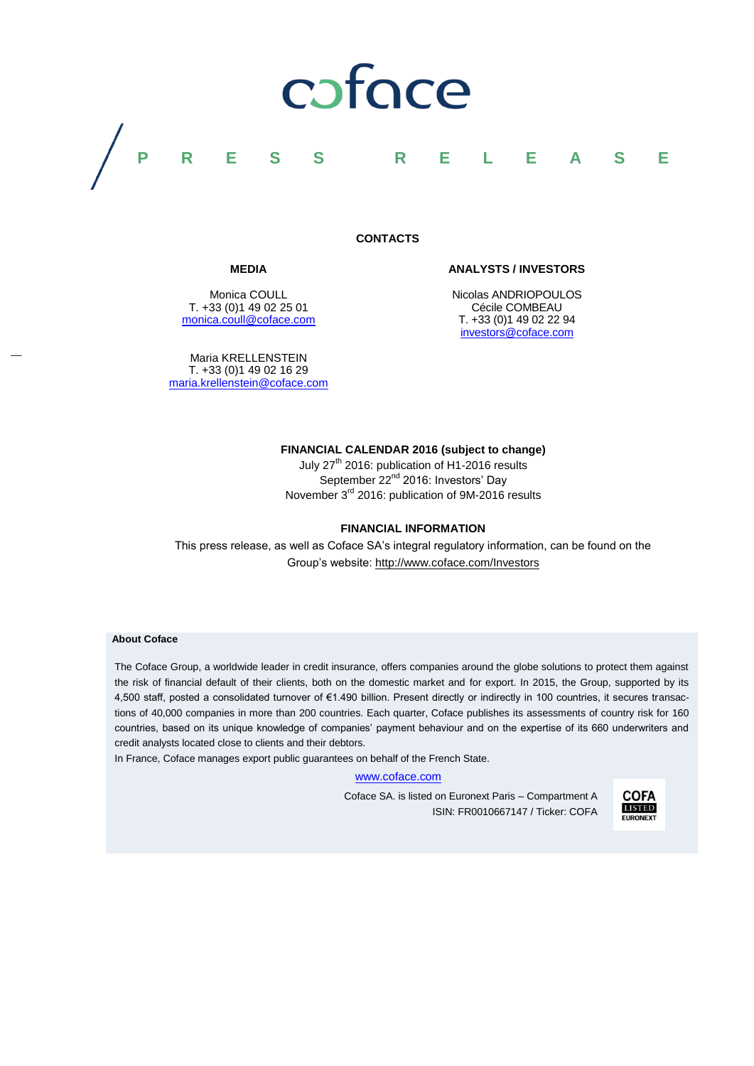coface

# PRESS RELEASE

**CONTACTS**

**MEDIA**

Monica COULL
T. +33 (0)1 49 02 25 01
monica.coull@coface.com

Maria KRELLENSTEIN
T. +33 (0)1 49 02 16 29
maria.krellenstein@coface.com

**ANALYSTS / INVESTORS**

Nicolas ANDRIOPOULOS
Cécile COMBEAU
T. +33 (0)1 49 02 22 94
investors@coface.com

**FINANCIAL CALENDAR 2016 (subject to change)**

July 27th 2016: publication of H1-2016 results
September 22nd 2016: Investors' Day
November 3rd 2016: publication of 9M-2016 results

**FINANCIAL INFORMATION**

This press release, as well as Coface SA's integral regulatory information, can be found on the Group's website: http://www.coface.com/Investors

**About Coface**

The Coface Group, a worldwide leader in credit insurance, offers companies around the globe solutions to protect them against the risk of financial default of their clients, both on the domestic market and for export. In 2015, the Group, supported by its 4,500 staff, posted a consolidated turnover of €1.490 billion. Present directly or indirectly in 100 countries, it secures transactions of 40,000 companies in more than 200 countries. Each quarter, Coface publishes its assessments of country risk for 160 countries, based on its unique knowledge of companies' payment behaviour and on the expertise of its 660 underwriters and credit analysts located close to clients and their debtors.
In France, Coface manages export public guarantees on behalf of the French State.

www.coface.com

Coface SA. is listed on Euronext Paris – Compartment A
ISIN: FR0010667147 / Ticker: COFA

COFA LISTED EURONEXT